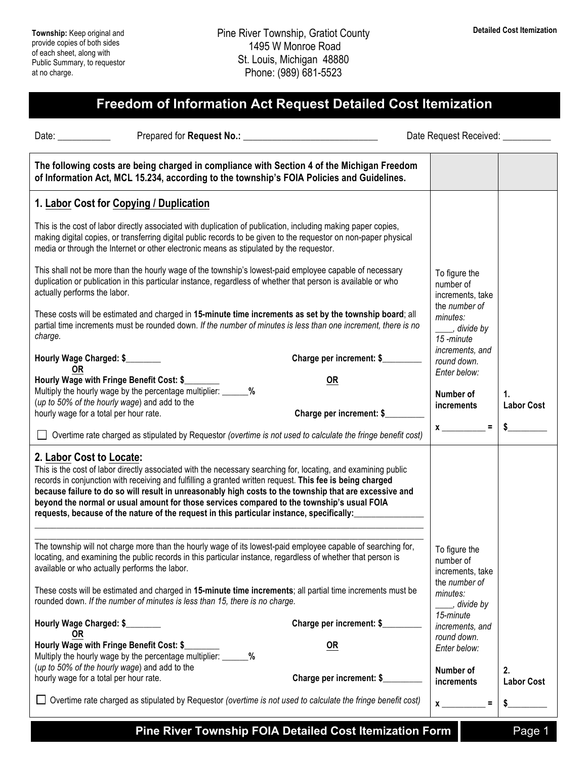**Township:** Keep original and provide copies of both sides of each sheet, along with Public Summary, to requestor at no charge.

Pine River Township, Gratiot County
1495 W Monroe Road
St. Louis, Michigan 48880
Phone: (989) 681-5523

**Detailed Cost Itemization**

# Freedom of Information Act Request Detailed Cost Itemization

Date: ___________ Prepared for **Request No.:** ____________________________ Date Request Received: __________

| **The following costs are being charged in compliance with Section 4 of the Michigan Freedom of Information Act, MCL 15.234, according to the township's FOIA Policies and Guidelines.** | | |
|---|---|---|
| **1. Labor Cost for Copying / Duplication**<br><br>This is the cost of labor directly associated with duplication of publication, including making paper copies, making digital copies, or transferring digital public records to be given to the requestor on non-paper physical media or through the Internet or other electronic means as stipulated by the requestor.<br><br>This shall not be more than the hourly wage of the township's lowest-paid employee capable of necessary duplication or publication in this particular instance, regardless of whether that person is available or who actually performs the labor.<br><br>These costs will be estimated and charged in **15-minute time increments as set by the township board**; all partial time increments must be rounded down. *If the number of minutes is less than one increment, there is no charge.*<br><br>**Hourly Wage Charged: $________** &nbsp;&nbsp; **Charge per increment: $_________**<br>**OR** &nbsp;&nbsp; **OR**<br>**Hourly Wage with Fringe Benefit Cost: $________**<br>Multiply the hourly wage by the percentage multiplier: ______**%**<br>(*up to 50% of the hourly wage*) and add to the hourly wage for a total per hour rate. &nbsp;&nbsp; **Charge per increment: $_________**<br><br>☐ Overtime rate charged as stipulated by Requestor *(overtime is not used to calculate the fringe benefit cost)* | *To figure the number of increments, take the number of minutes: ____, divide by 15 -minute increments, and round down. Enter below:*<br><br>**Number of increments**<br><br>**x __________ =** | **1. Labor Cost**<br><br>**$_________** |
| **2. Labor Cost to Locate:**<br>This is the cost of labor directly associated with the necessary searching for, locating, and examining public records in conjunction with receiving and fulfilling a granted written request. **This fee is being charged because failure to do so will result in unreasonably high costs to the township that are excessive and beyond the normal or usual amount for those services compared to the township's usual FOIA requests, because of the nature of the request in this particular instance, specifically:_______________**<br>___________________________________________<br>___________________________________________<br><br>The township will not charge more than the hourly wage of its lowest-paid employee capable of searching for, locating, and examining the public records in this particular instance, regardless of whether that person is available or who actually performs the labor.<br><br>These costs will be estimated and charged in **15-minute time increments**; all partial time increments must be rounded down. *If the number of minutes is less than 15, there is no charge.*<br><br>**Hourly Wage Charged: $________** &nbsp;&nbsp; **Charge per increment: $_________**<br>**OR** &nbsp;&nbsp; **OR**<br>**Hourly Wage with Fringe Benefit Cost: $________**<br>Multiply the hourly wage by the percentage multiplier: ______**%**<br>(*up to 50% of the hourly wage*) and add to the hourly wage for a total per hour rate. &nbsp;&nbsp; **Charge per increment: $_________**<br><br>☐ Overtime rate charged as stipulated by Requestor *(overtime is not used to calculate the fringe benefit cost)* | *To figure the number of increments, take the number of minutes: ____, divide by 15-minute increments, and round down. Enter below:*<br><br>**Number of increments**<br><br>**x __________ =** | **2. Labor Cost**<br><br>**$_________** |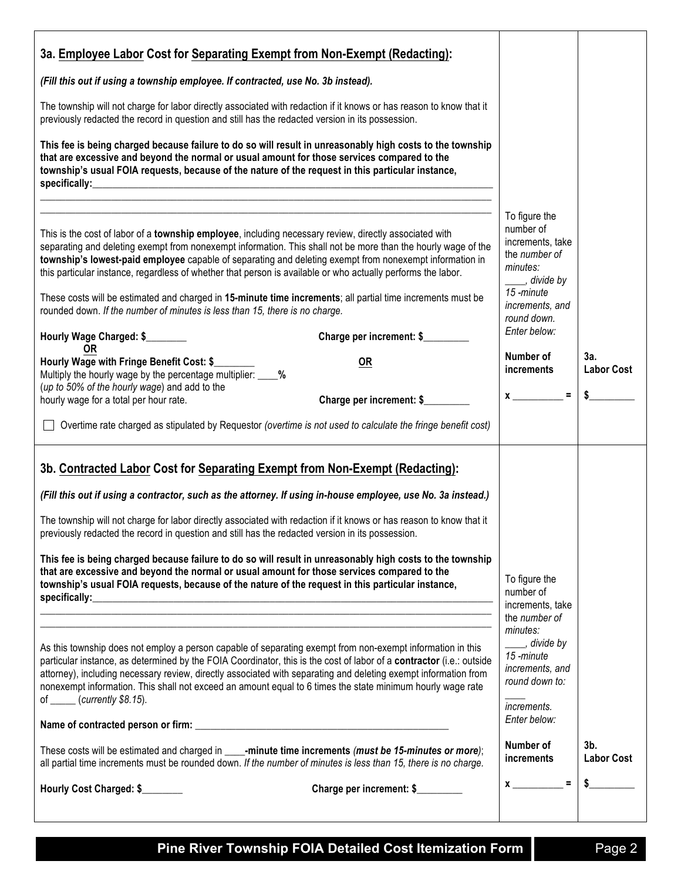### 3a. <u>Employee Labor</u> Cost for <u>Separating Exempt from Non-Exempt (Redacting)</u>:

***(Fill this out if using a township employee. If contracted, use No. 3b instead).***

The township will not charge for labor directly associated with redaction if it knows or has reason to know that it previously redacted the record in question and still has the redacted version in its possession.

**This fee is being charged because failure to do so will result in unreasonably high costs to the township that are excessive and beyond the normal or usual amount for those services compared to the township's usual FOIA requests, because of the nature of the request in this particular instance, specifically:**\_\_\_\_\_\_\_\_\_\_\_\_\_\_\_\_\_\_\_\_\_\_\_\_\_\_\_\_\_\_\_\_\_\_\_\_\_\_\_\_\_\_\_\_\_\_\_\_\_\_\_\_\_\_\_\_\_\_\_\_\_\_\_\_\_\_\_\_\_\_\_\_\_\_\_\_\_\_

\_\_\_\_\_\_\_\_\_\_\_\_\_\_\_\_\_\_\_\_\_\_\_\_\_\_\_\_\_\_\_\_\_\_\_\_\_\_\_\_\_\_\_\_\_\_\_\_\_\_\_\_\_\_\_\_\_\_\_\_\_\_\_\_\_\_\_\_\_\_\_\_\_\_\_\_\_\_\_\_\_\_\_\_\_\_\_\_

\_\_\_\_\_\_\_\_\_\_\_\_\_\_\_\_\_\_\_\_\_\_\_\_\_\_\_\_\_\_\_\_\_\_\_\_\_\_\_\_\_\_\_\_\_\_\_\_\_\_\_\_\_\_\_\_\_\_\_\_\_\_\_\_\_\_\_\_\_\_\_\_\_\_\_\_\_\_\_\_\_\_\_\_\_\_\_\_

This is the cost of labor of a **township employee**, including necessary review, directly associated with separating and deleting exempt from nonexempt information. This shall not be more than the hourly wage of the **township's lowest-paid employee** capable of separating and deleting exempt from nonexempt information in this particular instance, regardless of whether that person is available or who actually performs the labor.

These costs will be estimated and charged in **15-minute time increments**; all partial time increments must be rounded down. *If the number of minutes is less than 15, there is no charge.*

**Hourly Wage Charged: $\_\_\_\_\_\_\_\_** &nbsp;&nbsp;&nbsp;&nbsp; **Charge per increment: $\_\_\_\_\_\_\_\_\_**

**<u>OR</u>** &nbsp;&nbsp;&nbsp;&nbsp;&nbsp;&nbsp;&nbsp;&nbsp;&nbsp;&nbsp;&nbsp;&nbsp;&nbsp;&nbsp;&nbsp;&nbsp;&nbsp;&nbsp;&nbsp;&nbsp;&nbsp;&nbsp;&nbsp;&nbsp;&nbsp;&nbsp;&nbsp;&nbsp;&nbsp;&nbsp;&nbsp;&nbsp;&nbsp;&nbsp;&nbsp;&nbsp;&nbsp;&nbsp;&nbsp;&nbsp;&nbsp;&nbsp;&nbsp;&nbsp;&nbsp;&nbsp;&nbsp;&nbsp; **<u>OR</u>**

**Hourly Wage with Fringe Benefit Cost: $\_\_\_\_\_\_\_\_**
Multiply the hourly wage by the percentage multiplier: \_\_\_\_**%**
(*up to 50% of the hourly wage*) and add to the hourly wage for a total per hour rate. &nbsp;&nbsp;&nbsp;&nbsp; **Charge per increment: $\_\_\_\_\_\_\_\_\_**

☐ Overtime rate charged as stipulated by Requestor *(overtime is not used to calculate the fringe benefit cost)*

*To figure the number of increments, take the number of minutes: \_\_\_\_, divide by 15 -minute increments, and round down. Enter below:*

| **Number of increments** | **3a. Labor Cost** |
|---|---|
| **x** \_\_\_\_\_\_\_\_\_\_ **=** | **$**\_\_\_\_\_\_\_\_\_ |

### 3b. <u>Contracted Labor</u> Cost for <u>Separating Exempt from Non-Exempt (Redacting)</u>:

***(Fill this out if using a contractor, such as the attorney. If using in-house employee, use No. 3a instead.)***

The township will not charge for labor directly associated with redaction if it knows or has reason to know that it previously redacted the record in question and still has the redacted version in its possession.

**This fee is being charged because failure to do so will result in unreasonably high costs to the township that are excessive and beyond the normal or usual amount for those services compared to the township's usual FOIA requests, because of the nature of the request in this particular instance, specifically:**\_\_\_\_\_\_\_\_\_\_\_\_\_\_\_\_\_\_\_\_\_\_\_\_\_\_\_\_\_\_\_\_\_\_\_\_\_\_\_\_\_\_\_\_\_\_\_\_\_\_\_\_\_\_\_\_\_\_\_\_\_\_\_\_\_\_\_\_\_\_\_\_\_\_\_\_\_\_

\_\_\_\_\_\_\_\_\_\_\_\_\_\_\_\_\_\_\_\_\_\_\_\_\_\_\_\_\_\_\_\_\_\_\_\_\_\_\_\_\_\_\_\_\_\_\_\_\_\_\_\_\_\_\_\_\_\_\_\_\_\_\_\_\_\_\_\_\_\_\_\_\_\_\_\_\_\_\_\_\_\_\_\_\_\_\_\_

\_\_\_\_\_\_\_\_\_\_\_\_\_\_\_\_\_\_\_\_\_\_\_\_\_\_\_\_\_\_\_\_\_\_\_\_\_\_\_\_\_\_\_\_\_\_\_\_\_\_\_\_\_\_\_\_\_\_\_\_\_\_\_\_\_\_\_\_\_\_\_\_\_\_\_\_\_\_\_\_\_\_\_\_\_\_\_\_

As this township does not employ a person capable of separating exempt from non-exempt information in this particular instance, as determined by the FOIA Coordinator, this is the cost of labor of a **contractor** (i.e.: outside attorney), including necessary review, directly associated with separating and deleting exempt information from nonexempt information. This shall not exceed an amount equal to 6 times the state minimum hourly wage rate of \_\_\_\_\_ (*currently $8.15*).

**Name of contracted person or firm:** \_\_\_\_\_\_\_\_\_\_\_\_\_\_\_\_\_\_\_\_\_\_\_\_\_\_\_\_\_\_\_\_\_\_\_\_\_\_\_\_\_\_\_\_\_\_\_\_\_\_\_\_

These costs will be estimated and charged in \_\_\_\_**-minute time increments** *(must be 15-minutes or more)*; all partial time increments must be rounded down. *If the number of minutes is less than 15, there is no charge.*

**Hourly Cost Charged: $\_\_\_\_\_\_\_\_** &nbsp;&nbsp;&nbsp;&nbsp; **Charge per increment: $\_\_\_\_\_\_\_\_\_**

*To figure the number of increments, take the number of minutes: \_\_\_\_, divide by 15 -minute increments, and round down to: \_\_\_\_ increments. Enter below:*

| **Number of increments** | **3b. Labor Cost** |
|---|---|
| **x** \_\_\_\_\_\_\_\_\_\_ **=** | **$**\_\_\_\_\_\_\_\_\_ |

**Pine River Township FOIA Detailed Cost Itemization Form**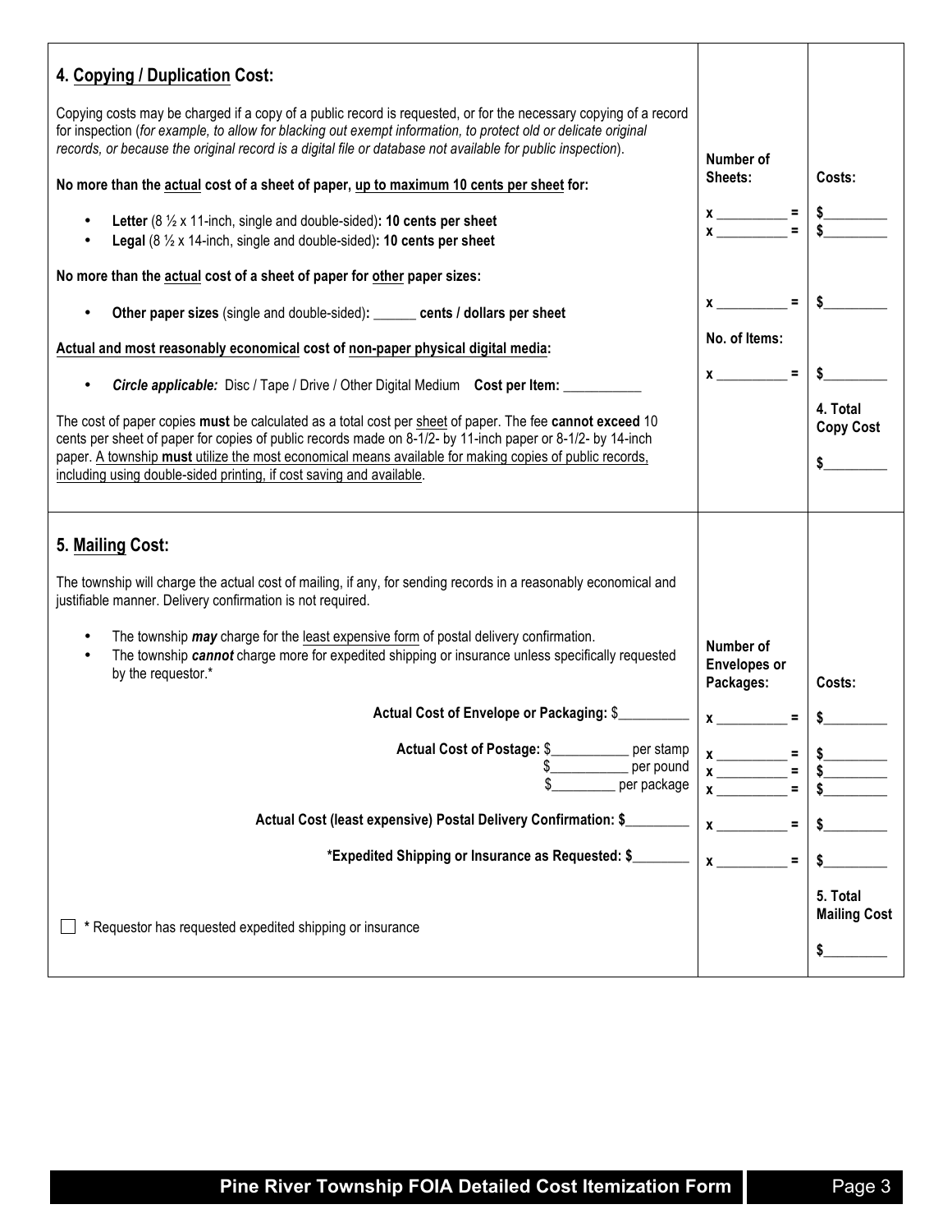## 4. Copying / Duplication Cost:

Copying costs may be charged if a copy of a public record is requested, or for the necessary copying of a record for inspection (*for example, to allow for blacking out exempt information, to protect old or delicate original records, or because the original record is a digital file or database not available for public inspection*).

| | Number of Sheets: | Costs: |
|---|---|---|
| **No more than the actual cost of a sheet of paper, up to maximum 10 cents per sheet for:** | | |
| • **Letter** (8 ½ x 11-inch, single and double-sided)**: 10 cents per sheet** | x __________ = | $_________ |
| • **Legal** (8 ½ x 14-inch, single and double-sided)**: 10 cents per sheet** | x __________ = | $_________ |
| **No more than the actual cost of a sheet of paper for other paper sizes:** | | |
| • **Other paper sizes** (single and double-sided)**:** ______ **cents / dollars per sheet** | x __________ = | $_________ |
| **Actual and most reasonably economical cost of non-paper physical digital media:** | No. of Items: | |
| • ***Circle applicable:*** Disc / Tape / Drive / Other Digital Medium **Cost per Item:** ___________ | x __________ = | $_________ |
| The cost of paper copies **must** be calculated as a total cost per sheet of paper. The fee **cannot exceed** 10 cents per sheet of paper for copies of public records made on 8-1/2- by 11-inch paper or 8-1/2- by 14-inch paper. A township **must** utilize the most economical means available for making copies of public records, including using double-sided printing, if cost saving and available. | | **4. Total Copy Cost** $_________ |

## 5. Mailing Cost:

The township will charge the actual cost of mailing, if any, for sending records in a reasonably economical and justifiable manner. Delivery confirmation is not required.

- The township ***may*** charge for the least expensive form of postal delivery confirmation.
- The township ***cannot*** charge more for expedited shipping or insurance unless specifically requested by the requestor.*

| | Number of Envelopes or Packages: | Costs: |
|---|---|---|
| **Actual Cost of Envelope or Packaging:** $__________ | x __________ = | $_________ |
| **Actual Cost of Postage:** $___________ per stamp | x __________ = | $_________ |
| $___________ per pound | x __________ = | $_________ |
| $_________ per package | x __________ = | $_________ |
| **Actual Cost (least expensive) Postal Delivery Confirmation: $**_________ | x __________ = | $_________ |
| ***Expedited Shipping or Insurance as Requested: $**________ | x __________ = | $_________ |
| ☐ * Requestor has requested expedited shipping or insurance | | **5. Total Mailing Cost** $_________ |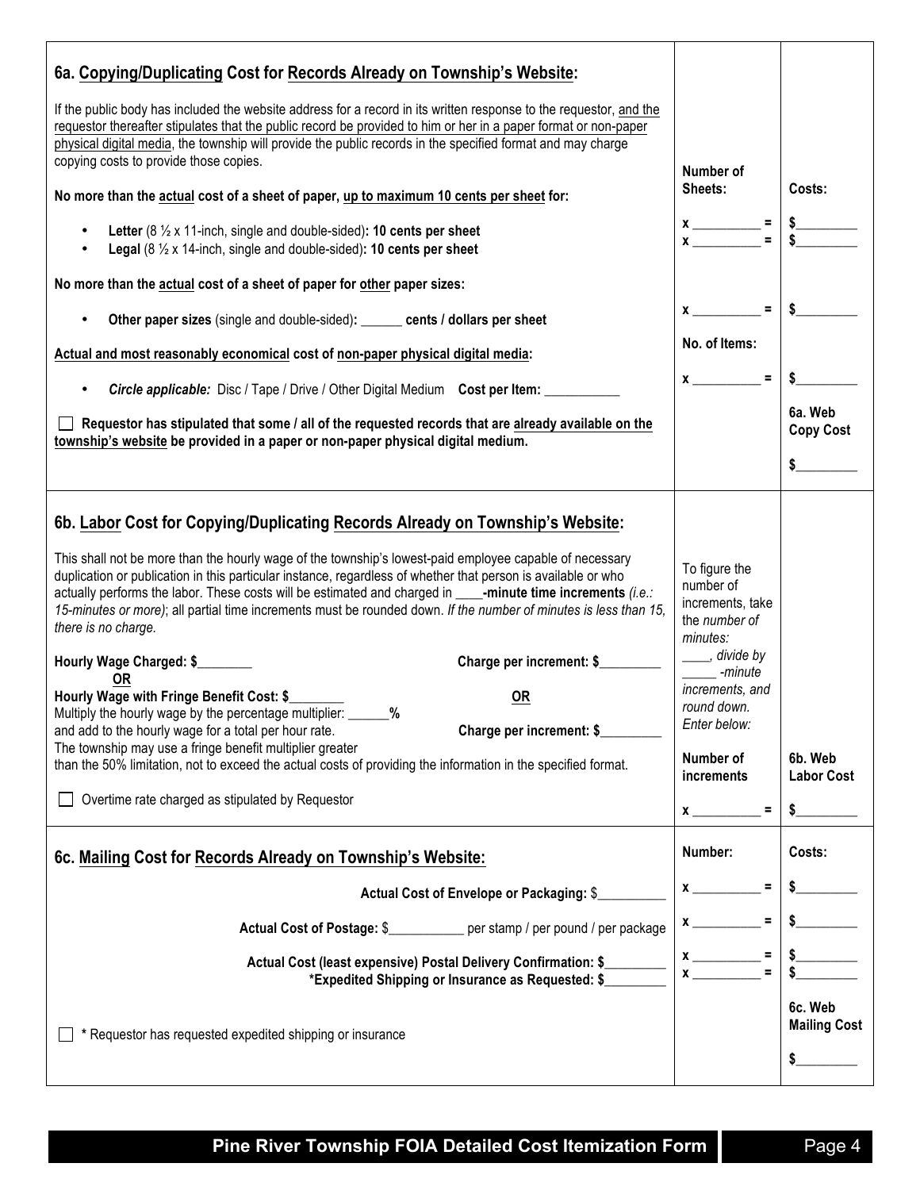## 6a. Copying/Duplicating Cost for Records Already on Township's Website:

If the public body has included the website address for a record in its written response to the requestor, and the requestor thereafter stipulates that the public record be provided to him or her in a paper format or non-paper physical digital media, the township will provide the public records in the specified format and may charge copying costs to provide those copies.

| | Number of Sheets: | Costs: |
|---|---|---|
| **No more than the actual cost of a sheet of paper, up to maximum 10 cents per sheet for:** | | |
| • **Letter** (8 ½ x 11-inch, single and double-sided)**: 10 cents per sheet** | x __________ = | $_________ |
| • **Legal** (8 ½ x 14-inch, single and double-sided)**: 10 cents per sheet** | x __________ = | $_________ |
| **No more than the actual cost of a sheet of paper for other paper sizes:** | | |
| • **Other paper sizes** (single and double-sided)**: ______ cents / dollars per sheet** | x __________ = | $_________ |
| **Actual and most reasonably economical cost of non-paper physical digital media:** | **No. of Items:** | |
| • ***Circle applicable:*** Disc / Tape / Drive / Other Digital Medium **Cost per Item:** ___________ | x __________ = | $_________ |
| ☐ **Requestor has stipulated that some / all of the requested records that are already available on the township's website be provided in a paper or non-paper physical digital medium.** | | **6a. Web Copy Cost** $_________ |

## 6b. Labor Cost for Copying/Duplicating Records Already on Township's Website:

This shall not be more than the hourly wage of the township's lowest-paid employee capable of necessary duplication or publication in this particular instance, regardless of whether that person is available or who actually performs the labor. These costs will be estimated and charged in ____**-minute time increments** *(i.e.: 15-minutes or more)*; all partial time increments must be rounded down. *If the number of minutes is less than 15, there is no charge.*

**Hourly Wage Charged: $________** — **Charge per increment: $_________**

**OR**

**Hourly Wage with Fringe Benefit Cost: $________**
Multiply the hourly wage by the percentage multiplier: ______**%**
and add to the hourly wage for a total per hour rate. — **OR** **Charge per increment: $_________**

The township may use a fringe benefit multiplier greater than the 50% limitation, not to exceed the actual costs of providing the information in the specified format.

☐ Overtime rate charged as stipulated by Requestor

*To figure the number of increments, take the number of minutes: ____, divide by _____ -minute increments, and round down. Enter below:*

| Number of increments | 6b. Web Labor Cost |
|---|---|
| x __________ = | $_________ |

## 6c. Mailing Cost for Records Already on Township's Website:

| | Number: | Costs: |
|---|---|---|
| **Actual Cost of Envelope or Packaging:** $__________ | x __________ = | $_________ |
| **Actual Cost of Postage:** $___________ per stamp / per pound / per package | x __________ = | $_________ |
| **Actual Cost (least expensive) Postal Delivery Confirmation: $_________** | x __________ = | $_________ |
| ***Expedited Shipping or Insurance as Requested: $_________** | x __________ = | $_________ |
| ☐ * Requestor has requested expedited shipping or insurance | | **6c. Web Mailing Cost** $_________ |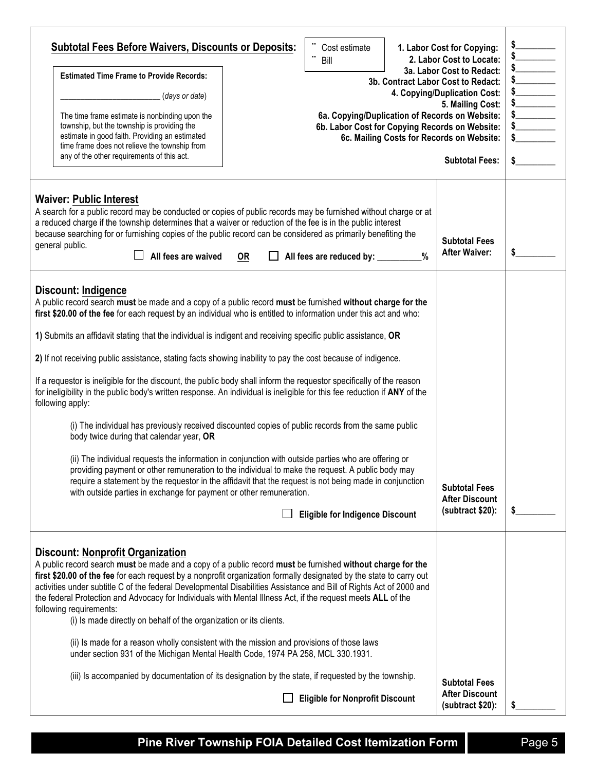## Subtotal Fees Before Waivers, Discounts or Deposits:

☐ Cost estimate
☐ Bill

**Estimated Time Frame to Provide Records:**

________________________ (*days or date*)

The time frame estimate is nonbinding upon the township, but the township is providing the estimate in good faith. Providing an estimated time frame does not relieve the township from any of the other requirements of this act.

| | |
|---|---|
| **1. Labor Cost for Copying:** | $_________ |
| **2. Labor Cost to Locate:** | $_________ |
| **3a. Labor Cost to Redact:** | $_________ |
| **3b. Contract Labor Cost to Redact:** | $_________ |
| **4. Copying/Duplication Cost:** | $_________ |
| **5. Mailing Cost:** | $_________ |
| **6a. Copying/Duplication of Records on Website:** | $_________ |
| **6b. Labor Cost for Copying Records on Website:** | $_________ |
| **6c. Mailing Costs for Records on Website:** | $_________ |
| **Subtotal Fees:** | $_________ |

## Waiver: Public Interest

A search for a public record may be conducted or copies of public records may be furnished without charge or at a reduced charge if the township determines that a waiver or reduction of the fee is in the public interest because searching for or furnishing copies of the public record can be considered as primarily benefiting the general public.

☐ **All fees are waived** **OR** ☐ **All fees are reduced by: __________%**

**Subtotal Fees After Waiver:** $_________

## Discount: Indigence

A public record search **must** be made and a copy of a public record **must** be furnished **without charge for the first $20.00 of the fee** for each request by an individual who is entitled to information under this act and who:

**1)** Submits an affidavit stating that the individual is indigent and receiving specific public assistance, **OR**

**2)** If not receiving public assistance, stating facts showing inability to pay the cost because of indigence.

If a requestor is ineligible for the discount, the public body shall inform the requestor specifically of the reason for ineligibility in the public body's written response. An individual is ineligible for this fee reduction if **ANY** of the following apply:

(i) The individual has previously received discounted copies of public records from the same public body twice during that calendar year, **OR**

(ii) The individual requests the information in conjunction with outside parties who are offering or providing payment or other remuneration to the individual to make the request. A public body may require a statement by the requestor in the affidavit that the request is not being made in conjunction with outside parties in exchange for payment or other remuneration.

☐ **Eligible for Indigence Discount**

**Subtotal Fees After Discount (subtract $20):** $_________

## Discount: Nonprofit Organization

A public record search **must** be made and a copy of a public record **must** be furnished **without charge for the first $20.00 of the fee** for each request by a nonprofit organization formally designated by the state to carry out activities under subtitle C of the federal Developmental Disabilities Assistance and Bill of Rights Act of 2000 and the federal Protection and Advocacy for Individuals with Mental Illness Act, if the request meets **ALL** of the following requirements:

(i) Is made directly on behalf of the organization or its clients.

(ii) Is made for a reason wholly consistent with the mission and provisions of those laws under section 931 of the Michigan Mental Health Code, 1974 PA 258, MCL 330.1931.

(iii) Is accompanied by documentation of its designation by the state, if requested by the township.

☐ **Eligible for Nonprofit Discount**

**Subtotal Fees After Discount (subtract $20):** $_________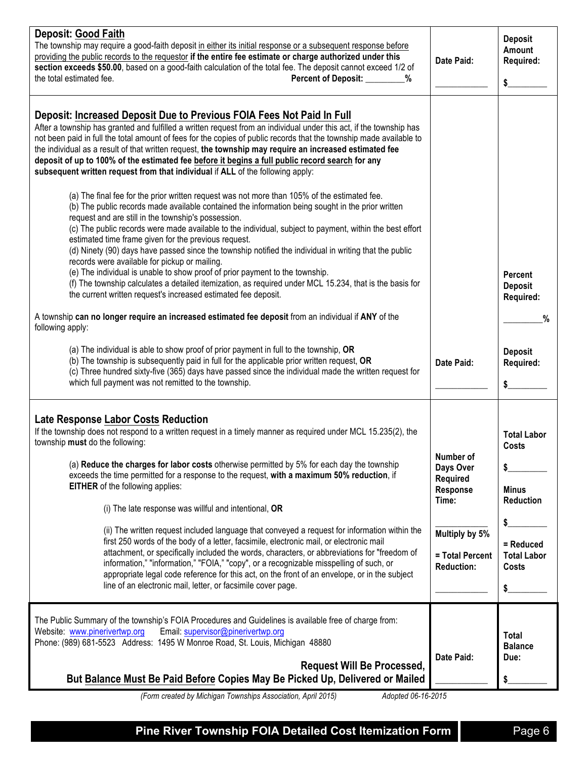| | | |
|---|---|---|
| **Deposit: Good Faith**<br>The township may require a good-faith deposit in either its initial response or a subsequent response before providing the public records to the requestor **if the entire fee estimate or charge authorized under this section exceeds $50.00**, based on a good-faith calculation of the total fee. The deposit cannot exceed 1/2 of the total estimated fee. **Percent of Deposit: _________%** | **Date Paid:**<br>____________ | **Deposit Amount Required:**<br>**$_________** |
| **Deposit: Increased Deposit Due to Previous FOIA Fees Not Paid In Full**<br>After a township has granted and fulfilled a written request from an individual under this act, if the township has not been paid in full the total amount of fees for the copies of public records that the township made available to the individual as a result of that written request, **the township may require an increased estimated fee deposit of up to 100% of the estimated fee before it begins a full public record search for any subsequent written request from that individual** if **ALL** of the following apply:<br><br>(a) The final fee for the prior written request was not more than 105% of the estimated fee.<br>(b) The public records made available contained the information being sought in the prior written request and are still in the township's possession.<br>(c) The public records were made available to the individual, subject to payment, within the best effort estimated time frame given for the previous request.<br>(d) Ninety (90) days have passed since the township notified the individual in writing that the public records were available for pickup or mailing.<br>(e) The individual is unable to show proof of prior payment to the township.<br>(f) The township calculates a detailed itemization, as required under MCL 15.234, that is the basis for the current written request's increased estimated fee deposit.<br><br>A township **can no longer require an increased estimated fee deposit** from an individual if **ANY** of the following apply:<br><br>(a) The individual is able to show proof of prior payment in full to the township, **OR**<br>(b) The township is subsequently paid in full for the applicable prior written request, **OR**<br>(c) Three hundred sixty-five (365) days have passed since the individual made the written request for which full payment was not remitted to the township. | **Date Paid:**<br>____________ | **Percent Deposit Required:**<br>_________**%**<br><br>**Deposit Required:**<br>**$_________** |
| **Late Response Labor Costs Reduction**<br>If the township does not respond to a written request in a timely manner as required under MCL 15.235(2), the township **must** do the following:<br><br>(a) **Reduce the charges for labor costs** otherwise permitted by 5% for each day the township exceeds the time permitted for a response to the request, **with a maximum 50% reduction**, if **EITHER** of the following applies:<br><br>(i) The late response was willful and intentional, **OR**<br><br>(ii) The written request included language that conveyed a request for information within the first 250 words of the body of a letter, facsimile, electronic mail, or electronic mail attachment, or specifically included the words, characters, or abbreviations for "freedom of information," "information," "FOIA," "copy", or a recognizable misspelling of such, or appropriate legal code reference for this act, on the front of an envelope, or in the subject line of an electronic mail, letter, or facsimile cover page. | **Number of Days Over Required Response Time:**<br>____________<br>**Multiply by 5%**<br>**= Total Percent Reduction:**<br>____________ | **Total Labor Costs**<br>**$_________**<br>**Minus Reduction**<br>**$_________**<br>**= Reduced Total Labor Costs**<br>**$_________** |
| The Public Summary of the township's FOIA Procedures and Guidelines is available free of charge from:<br>Website: www.pinerivertwp.org Email: supervisor@pinerivertwp.org<br>Phone: (989) 681-5523 Address: 1495 W Monroe Road, St. Louis, Michigan 48880<br><br>**Request Will Be Processed, But Balance Must Be Paid Before Copies May Be Picked Up, Delivered or Mailed** | **Date Paid:**<br>____________ | **Total Balance Due:**<br>**$_________** |

*(Form created by Michigan Townships Association, April 2015)* *Adopted 06-16-2015*

**Pine River Township FOIA Detailed Cost Itemization Form**